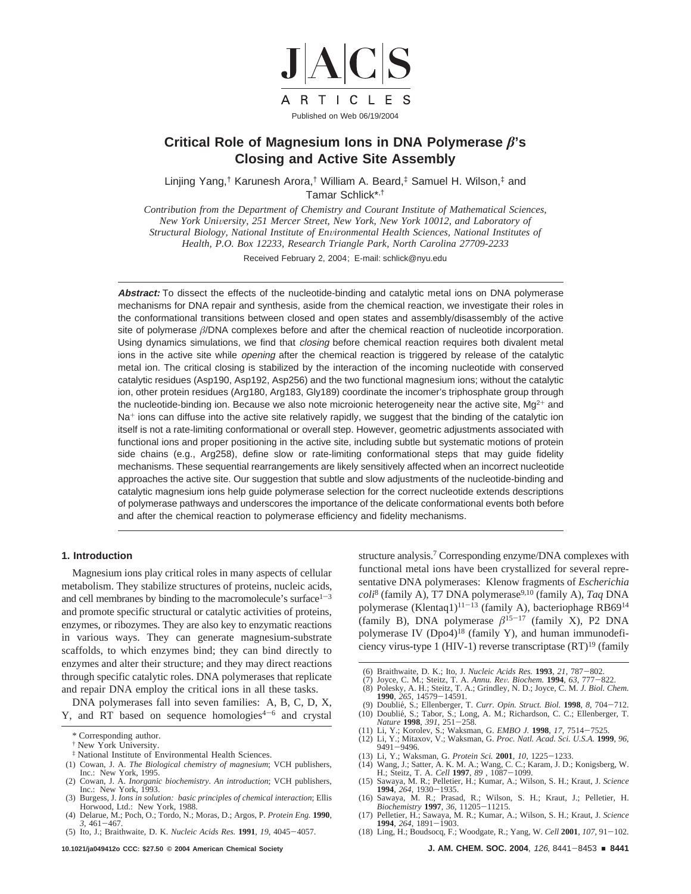# Critical Role of Magnesium Ions in DNA Polymerase β's Closing and Active Site Assembly

Linjing Yang,[†] Karunesh Arora,[†] William A. Beard,[‡] Samuel H. Wilson,[‡] and Tamar Schlick*,[†]

*Contribution from the Department of Chemistry and Courant Institute of Mathematical Sciences, New York University, 251 Mercer Street, New York, New York 10012, and Laboratory of Structural Biology, National Institute of Environmental Health Sciences, National Institutes of Health, P.O. Box 12233, Research Triangle Park, North Carolina 27709-2233*

Received February 2, 2004; E-mail: schlick@nyu.edu

**Abstract:** To dissect the effects of the nucleotide-binding and catalytic metal ions on DNA polymerase mechanisms for DNA repair and synthesis, aside from the chemical reaction, we investigate their roles in the conformational transitions between closed and open states and assembly/disassembly of the active site of polymerase β/DNA complexes before and after the chemical reaction of nucleotide incorporation. Using dynamics simulations, we find that *closing* before chemical reaction requires both divalent metal ions in the active site while *opening* after the chemical reaction is triggered by release of the catalytic metal ion. The critical closing is stabilized by the interaction of the incoming nucleotide with conserved catalytic residues (Asp190, Asp192, Asp256) and the two functional magnesium ions; without the catalytic ion, other protein residues (Arg180, Arg183, Gly189) coordinate the incomer's triphosphate group through the nucleotide-binding ion. Because we also note microionic heterogeneity near the active site, $Mg^{2+}$ and $Na^{+}$ ions can diffuse into the active site relatively rapidly, we suggest that the binding of the catalytic ion itself is not a rate-limiting conformational or overall step. However, geometric adjustments associated with functional ions and proper positioning in the active site, including subtle but systematic motions of protein side chains (e.g., Arg258), define slow or rate-limiting conformational steps that may guide fidelity mechanisms. These sequential rearrangements are likely sensitively affected when an incorrect nucleotide approaches the active site. Our suggestion that subtle and slow adjustments of the nucleotide-binding and catalytic magnesium ions help guide polymerase selection for the correct nucleotide extends descriptions of polymerase pathways and underscores the importance of the delicate conformational events both before and after the chemical reaction to polymerase efficiency and fidelity mechanisms.

## 1. Introduction

Magnesium ions play critical roles in many aspects of cellular metabolism. They stabilize structures of proteins, nucleic acids, and cell membranes by binding to the macromolecule's surface[1-3] and promote specific structural or catalytic activities of proteins, enzymes, or ribozymes. They are also key to enzymatic reactions in various ways. They can generate magnesium-substrate scaffolds, to which enzymes bind; they can bind directly to enzymes and alter their structure; and they may direct reactions through specific catalytic roles. DNA polymerases that replicate and repair DNA employ the critical ions in all these tasks.

DNA polymerases fall into seven families: A, B, C, D, X, Y, and RT based on sequence homologies[4-6] and crystal structure analysis.[7] Corresponding enzyme/DNA complexes with functional metal ions have been crystallized for several representative DNA polymerases: Klenow fragments of *Escherichia coli*[8] (family A), T7 DNA polymerase[9,10] (family A), *Taq* DNA polymerase (Klentaq1)[11-13] (family A), bacteriophage RB69[14] (family B), DNA polymerase β[15-17] (family X), P2 DNA polymerase IV (Dpo4)[18] (family Y), and human immunodeficiency virus-type 1 (HIV-1) reverse transcriptase (RT)[19] (family

\* Corresponding author.

† New York University.

‡ National Institute of Environmental Health Sciences.

(1) Cowan, J. A. *The Biological chemistry of magnesium*; VCH publishers, Inc.: New York, 1995.
(2) Cowan, J. A. *Inorganic biochemistry. An introduction*; VCH publishers, Inc.: New York, 1993.
(3) Burgess, J. *Ions in solution: basic principles of chemical interaction*; Ellis Horwood, Ltd.: New York, 1988.
(4) Delarue, M.; Poch, O.; Tordo, N.; Moras, D.; Argos, P. *Protein Eng.* **1990**, *3*, 461–467.
(5) Ito, J.; Braithwaite, D. K. *Nucleic Acids Res.* **1991**, *19*, 4045–4057.
(6) Braithwaite, D. K.; Ito, J. *Nucleic Acids Res.* **1993**, *21*, 787–802.
(7) Joyce, C. M.; Steitz, T. A. *Annu. Rev. Biochem.* **1994**, *63*, 777–822.
(8) Polesky, A. H.; Steitz, T. A.; Grindley, N. D.; Joyce, C. M. *J. Biol. Chem.* **1990**, *265*, 14579–14591.
(9) Doublié, S.; Ellenberger, T. *Curr. Opin. Struct. Biol.* **1998**, *8*, 704–712.
(10) Doublié, S.; Tabor, S.; Long, A. M.; Richardson, C. C.; Ellenberger, T. *Nature* **1998**, *391*, 251–258.
(11) Li, Y.; Korolev, S.; Waksman, G. *EMBO J.* **1998**, *17*, 7514–7525.
(12) Li, Y.; Mitaxov, V.; Waksman, G. *Proc. Natl. Acad. Sci. U.S.A.* **1999**, *96*, 9491–9496.
(13) Li, Y.; Waksman, G. *Protein Sci.* **2001**, *10*, 1225–1233.
(14) Wang, J.; Satter, A. K. M. A.; Wang, C. C.; Karam, J. D.; Konigsberg, W. H.; Steitz, T. A. *Cell* **1997**, *89* , 1087–1099.
(15) Sawaya, M. R.; Pelletier, H.; Kumar, A.; Wilson, S. H.; Kraut, J. *Science* **1994**, *264*, 1930–1935.
(16) Sawaya, M. R.; Prasad, R.; Wilson, S. H.; Kraut, J.; Pelletier, H. *Biochemistry* **1997**, *36*, 11205–11215.
(17) Pelletier, H.; Sawaya, M. R.; Kumar, A.; Wilson, S. H.; Kraut, J. *Science* **1994**, *264*, 1891–1903.
(18) Ling, H.; Boudsocq, F.; Woodgate, R.; Yang, W. *Cell* **2001**, *107*, 91–102.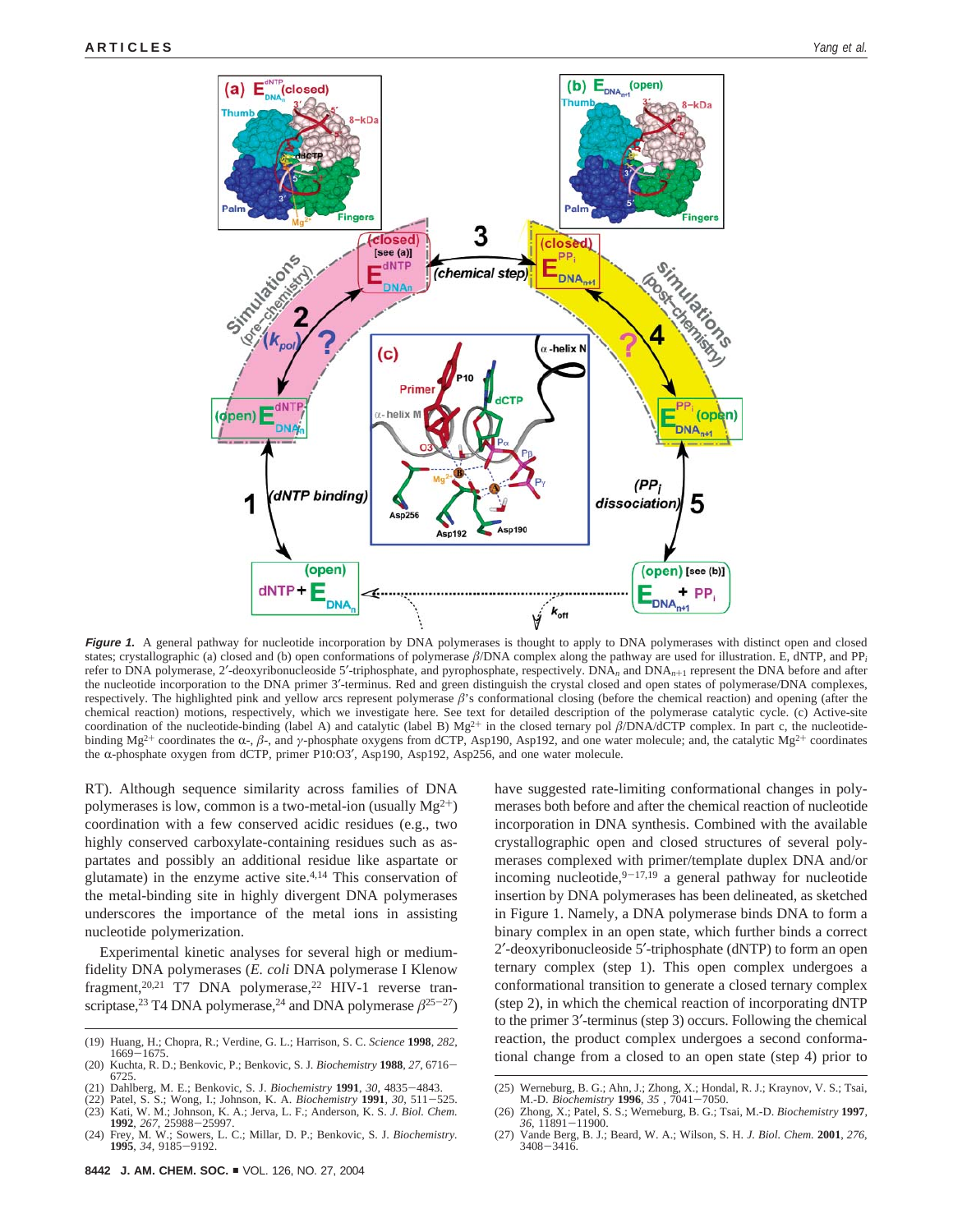**Figure 1.** A general pathway for nucleotide incorporation by DNA polymerases is thought to apply to DNA polymerases with distinct open and closed states; crystallographic (a) closed and (b) open conformations of polymerase $\beta$/DNA complex along the pathway are used for illustration. E, dNTP, and $PP_i$ refer to DNA polymerase, 2′-deoxyribonucleoside 5′-triphosphate, and pyrophosphate, respectively. $DNA_n$ and $DNA_{n+1}$ represent the DNA before and after the nucleotide incorporation to the DNA primer 3′-terminus. Red and green distinguish the crystal closed and open states of polymerase/DNA complexes, respectively. The highlighted pink and yellow arcs represent polymerase $\beta$'s conformational closing (before the chemical reaction) and opening (after the chemical reaction) motions, respectively, which we investigate here. See text for detailed description of the polymerase catalytic cycle. (c) Active-site coordination of the nucleotide-binding (label A) and catalytic (label B) $Mg^{2+}$ in the closed ternary pol $\beta$/DNA/dCTP complex. In part c, the nucleotide-binding $Mg^{2+}$ coordinates the $\alpha$-, $\beta$-, and $\gamma$-phosphate oxygens from dCTP, Asp190, Asp192, and one water molecule; and, the catalytic $Mg^{2+}$ coordinates the $\alpha$-phosphate oxygen from dCTP, primer P10:O3′, Asp190, Asp192, Asp256, and one water molecule.

RT). Although sequence similarity across families of DNA polymerases is low, common is a two-metal-ion (usually $Mg^{2+}$) coordination with a few conserved acidic residues (e.g., two highly conserved carboxylate-containing residues such as aspartates and possibly an additional residue like aspartate or glutamate) in the enzyme active site.[4,14] This conservation of the metal-binding site in highly divergent DNA polymerases underscores the importance of the metal ions in assisting nucleotide polymerization.

Experimental kinetic analyses for several high or medium-fidelity DNA polymerases (*E. coli* DNA polymerase I Klenow fragment,[20,21] T7 DNA polymerase,[22] HIV-1 reverse transcriptase,[23] T4 DNA polymerase,[24] and DNA polymerase $\beta$[25−27]) have suggested rate-limiting conformational changes in polymerases both before and after the chemical reaction of nucleotide incorporation in DNA synthesis. Combined with the available crystallographic open and closed structures of several polymerases complexed with primer/template duplex DNA and/or incoming nucleotide,[9−17,19] a general pathway for nucleotide insertion by DNA polymerases has been delineated, as sketched in Figure 1. Namely, a DNA polymerase binds DNA to form a binary complex in an open state, which further binds a correct 2′-deoxyribonucleoside 5′-triphosphate (dNTP) to form an open ternary complex (step 1). This open complex undergoes a conformational transition to generate a closed ternary complex (step 2), in which the chemical reaction of incorporating dNTP to the primer 3′-terminus (step 3) occurs. Following the chemical reaction, the product complex undergoes a second conformational change from a closed to an open state (step 4) prior to

(19) Huang, H.; Chopra, R.; Verdine, G. L.; Harrison, S. C. *Science* **1998**, *282*, 1669−1675.
(20) Kuchta, R. D.; Benkovic, P.; Benkovic, S. J. *Biochemistry* **1988**, *27*, 6716−6725.
(21) Dahlberg, M. E.; Benkovic, S. J. *Biochemistry* **1991**, *30*, 4835−4843.
(22) Patel, S. S.; Wong, I.; Johnson, K. A. *Biochemistry* **1991**, *30*, 511−525.
(23) Kati, W. M.; Johnson, K. A.; Jerva, L. F.; Anderson, K. S. *J. Biol. Chem.* **1992**, *267*, 25988−25997.
(24) Frey, M. W.; Sowers, L. C.; Millar, D. P.; Benkovic, S. J. *Biochemistry.* **1995**, *34*, 9185−9192.
(25) Werneburg, B. G.; Ahn, J.; Zhong, X.; Hondal, R. J.; Kraynov, V. S.; Tsai, M.-D. *Biochemistry* **1996**, *35* , 7041−7050.
(26) Zhong, X.; Patel, S. S.; Werneburg, B. G.; Tsai, M.-D. *Biochemistry* **1997**, *36*, 11891−11900.
(27) Vande Berg, B. J.; Beard, W. A.; Wilson, S. H. *J. Biol. Chem.* **2001**, *276*, 3408−3416.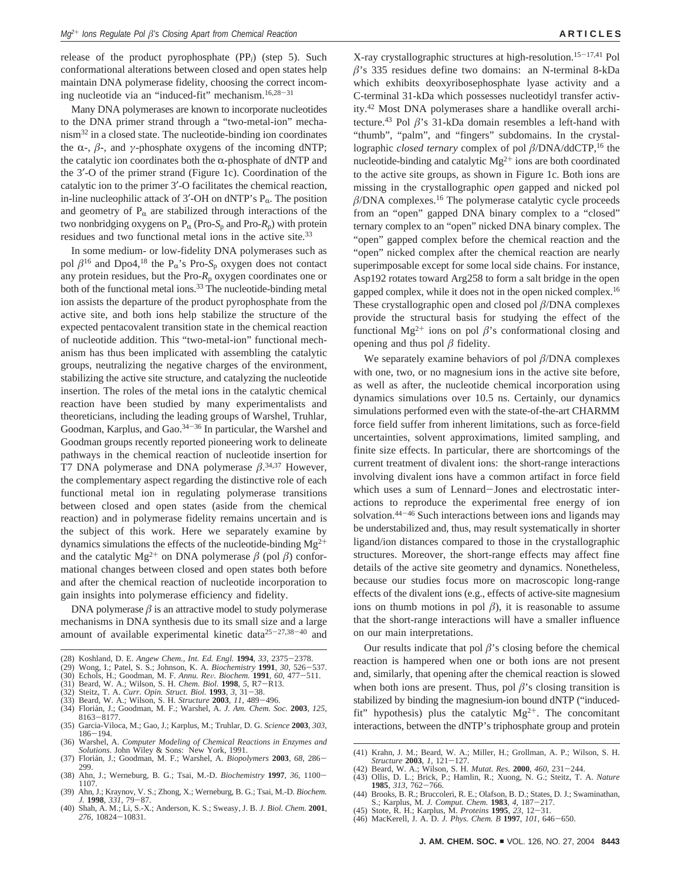release of the product pyrophosphate ($PP_i$) (step 5). Such conformational alterations between closed and open states help maintain DNA polymerase fidelity, choosing the correct incoming nucleotide via an "induced-fit" mechanism.[16,28-31]

Many DNA polymerases are known to incorporate nucleotides to the DNA primer strand through a "two-metal-ion" mechanism[32] in a closed state. The nucleotide-binding ion coordinates the α-, β-, and γ-phosphate oxygens of the incoming dNTP; the catalytic ion coordinates both the α-phosphate of dNTP and the 3′-O of the primer strand (Figure 1c). Coordination of the catalytic ion to the primer 3′-O facilitates the chemical reaction, in-line nucleophilic attack of 3′-OH on dNTP's $P_\alpha$. The position and geometry of $P_\alpha$ are stabilized through interactions of the two nonbridging oxygens on $P_\alpha$ (Pro-$S_p$ and Pro-$R_p$) with protein residues and two functional metal ions in the active site.[33]

In some medium- or low-fidelity DNA polymerases such as pol β[16] and Dpo4,[18] the $P_\alpha$'s Pro-$S_p$ oxygen does not contact any protein residues, but the Pro-$R_p$ oxygen coordinates one or both of the functional metal ions.[33] The nucleotide-binding metal ion assists the departure of the product pyrophosphate from the active site, and both ions help stabilize the structure of the expected pentacovalent transition state in the chemical reaction of nucleotide addition. This "two-metal-ion" functional mechanism has thus been implicated with assembling the catalytic groups, neutralizing the negative charges of the environment, stabilizing the active site structure, and catalyzing the nucleotide insertion. The roles of the metal ions in the catalytic chemical reaction have been studied by many experimentalists and theoreticians, including the leading groups of Warshel, Truhlar, Goodman, Karplus, and Gao.[34-36] In particular, the Warshel and Goodman groups recently reported pioneering work to delineate pathways in the chemical reaction of nucleotide insertion for T7 DNA polymerase and DNA polymerase β.[34,37] However, the complementary aspect regarding the distinctive role of each functional metal ion in regulating polymerase transitions between closed and open states (aside from the chemical reaction) and in polymerase fidelity remains uncertain and is the subject of this work. Here we separately examine by dynamics simulations the effects of the nucleotide-binding $Mg^{2+}$ and the catalytic $Mg^{2+}$ on DNA polymerase β (pol β) conformational changes between closed and open states both before and after the chemical reaction of nucleotide incorporation to gain insights into polymerase efficiency and fidelity.

DNA polymerase β is an attractive model to study polymerase mechanisms in DNA synthesis due to its small size and a large amount of available experimental kinetic data[25-27,38-40] and X-ray crystallographic structures at high-resolution.[15-17,41] Pol β's 335 residues define two domains: an N-terminal 8-kDa which exhibits deoxyribosephosphate lyase activity and a C-terminal 31-kDa which possesses nucleotidyl transfer activity.[42] Most DNA polymerases share a handlike overall architecture.[43] Pol β's 31-kDa domain resembles a left-hand with "thumb", "palm", and "fingers" subdomains. In the crystallographic *closed ternary* complex of pol β/DNA/ddCTP,[16] the nucleotide-binding and catalytic $Mg^{2+}$ ions are both coordinated to the active site groups, as shown in Figure 1c. Both ions are missing in the crystallographic *open* gapped and nicked pol β/DNA complexes.[16] The polymerase catalytic cycle proceeds from an "open" gapped DNA binary complex to a "closed" ternary complex to an "open" nicked DNA binary complex. The "open" gapped complex before the chemical reaction and the "open" nicked complex after the chemical reaction are nearly superimposable except for some local side chains. For instance, Asp192 rotates toward Arg258 to form a salt bridge in the open gapped complex, while it does not in the open nicked complex.[16] These crystallographic open and closed pol β/DNA complexes provide the structural basis for studying the effect of the functional $Mg^{2+}$ ions on pol β's conformational closing and opening and thus pol β fidelity.

We separately examine behaviors of pol β/DNA complexes with one, two, or no magnesium ions in the active site before, as well as after, the nucleotide chemical incorporation using dynamics simulations over 10.5 ns. Certainly, our dynamics simulations performed even with the state-of-the-art CHARMM force field suffer from inherent limitations, such as force-field uncertainties, solvent approximations, limited sampling, and finite size effects. In particular, there are shortcomings of the current treatment of divalent ions: the short-range interactions involving divalent ions have a common artifact in force field which uses a sum of Lennard–Jones and electrostatic interactions to reproduce the experimental free energy of ion solvation.[44-46] Such interactions between ions and ligands may be understabilized and, thus, may result systematically in shorter ligand/ion distances compared to those in the crystallographic structures. Moreover, the short-range effects may affect fine details of the active site geometry and dynamics. Nonetheless, because our studies focus more on macroscopic long-range effects of the divalent ions (e.g., effects of active-site magnesium ions on thumb motions in pol β), it is reasonable to assume that the short-range interactions will have a smaller influence on our main interpretations.

Our results indicate that pol β's closing before the chemical reaction is hampered when one or both ions are not present and, similarly, that opening after the chemical reaction is slowed when both ions are present. Thus, pol β's closing transition is stabilized by binding the magnesium-ion bound dNTP ("induced-fit" hypothesis) plus the catalytic $Mg^{2+}$. The concomitant interactions, between the dNTP's triphosphate group and protein

(28) Koshland, D. E. *Angew Chem., Int. Ed. Engl.* **1994**, *33*, 2375–2378.
(29) Wong, I.; Patel, S. S.; Johnson, K. A. *Biochemistry* **1991**, *30*, 526–537.
(30) Echols, H.; Goodman, M. F. *Annu. Rev. Biochem.* **1991**, *60*, 477–511.
(31) Beard, W. A.; Wilson, S. H. *Chem. Biol.* **1998**, *5*, R7–R13.
(32) Steitz, T. A. *Curr. Opin. Struct. Biol.* **1993**, *3*, 31–38.
(33) Beard, W. A.; Wilson, S. H. *Structure* **2003**, *11*, 489–496.
(34) Florián, J.; Goodman, M. F.; Warshel, A. *J. Am. Chem. Soc.* **2003**, *125*, 8163–8177.
(35) Garcia-Viloca, M.; Gao, J.; Karplus, M.; Truhlar, D. G. *Science* **2003**, *303*, 186–194.
(36) Warshel, A. *Computer Modeling of Chemical Reactions in Enzymes and Solutions*. John Wiley & Sons: New York, 1991.
(37) Florián, J.; Goodman, M. F.; Warshel, A. *Biopolymers* **2003**, *68*, 286–299.
(38) Ahn, J.; Werneburg, B. G.; Tsai, M.-D. *Biochemistry* **1997**, *36*, 1100–1107.
(39) Ahn, J.; Kraynov, V. S.; Zhong, X.; Werneburg, B. G.; Tsai, M.-D. *Biochem. J.* **1998**, *331*, 79–87.
(40) Shah, A. M.; Li, S.-X.; Anderson, K. S.; Sweasy, J. B. *J. Biol. Chem.* **2001**, *276*, 10824–10831.
(41) Krahn, J. M.; Beard, W. A.; Miller, H.; Grollman, A. P.; Wilson, S. H. *Structure* **2003**, *1*, 121–127.
(42) Beard, W. A.; Wilson, S. H. *Mutat. Res.* **2000**, *460*, 231–244.
(43) Ollis, D. L.; Brick, P.; Hamlin, R.; Xuong, N. G.; Steitz, T. A. *Nature* **1985**, *313*, 762–766.
(44) Brooks, B. R.; Bruccoleri, R. E.; Olafson, B. D.; States, D. J.; Swaminathan, S.; Karplus, M. *J. Comput. Chem.* **1983**, *4*, 187–217.
(45) Stote, R. H.; Karplus, M. *Proteins* **1995**, *23*, 12–31.
(46) MacKerell, J. A. D. *J. Phys. Chem. B* **1997**, *101*, 646–650.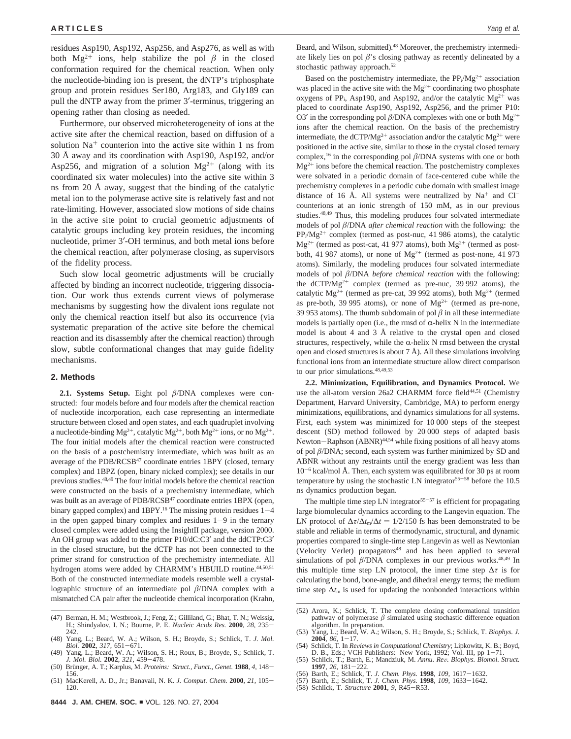residues Asp190, Asp192, Asp256, and Asp276, as well as with both $Mg^{2+}$ ions, help stabilize the pol $\beta$ in the closed conformation required for the chemical reaction. When only the nucleotide-binding ion is present, the dNTP's triphosphate group and protein residues Ser180, Arg183, and Gly189 can pull the dNTP away from the primer 3′-terminus, triggering an opening rather than closing as needed.

Furthermore, our observed microheterogeneity of ions at the active site after the chemical reaction, based on diffusion of a solution $Na^+$ counterion into the active site within 1 ns from 30 Å away and its coordination with Asp190, Asp192, and/or Asp256, and migration of a solution $Mg^{2+}$ (along with its coordinated six water molecules) into the active site within 3 ns from 20 Å away, suggest that the binding of the catalytic metal ion to the polymerase active site is relatively fast and not rate-limiting. However, associated slow motions of side chains in the active site point to crucial geometric adjustments of catalytic groups including key protein residues, the incoming nucleotide, primer 3′-OH terminus, and both metal ions before the chemical reaction, after polymerase closing, as supervisors of the fidelity process.

Such slow local geometric adjustments will be crucially affected by binding an incorrect nucleotide, triggering dissociation. Our work thus extends current views of polymerase mechanisms by suggesting how the divalent ions regulate not only the chemical reaction itself but also its occurrence (via systematic preparation of the active site before the chemical reaction and its disassembly after the chemical reaction) through slow, subtle conformational changes that may guide fidelity mechanisms.

## 2. Methods

**2.1. Systems Setup.** Eight pol $\beta$/DNA complexes were constructed: four models before and four models after the chemical reaction of nucleotide incorporation, each case representing an intermediate structure between closed and open states, and each quadruplet involving a nucleotide-binding $Mg^{2+}$, catalytic $Mg^{2+}$, both $Mg^{2+}$ ions, or no $Mg^{2+}$. The four initial models after the chemical reaction were constructed on the basis of a postchemistry intermediate, which was built as an average of the PDB/RCSB[47] coordinate entries 1BPY (closed, ternary complex) and 1BPZ (open, binary nicked complex); see details in our previous studies.[48,49] The four initial models before the chemical reaction were constructed on the basis of a prechemistry intermediate, which was built as an average of PDB/RCSB[47] coordinate entries 1BPX (open, binary gapped complex) and 1BPY.[16] The missing protein residues 1−4 in the open gapped binary complex and residues 1−9 in the ternary closed complex were added using the InsightII package, version 2000. An OH group was added to the primer P10/dC:C3′ and the ddCTP:C3′ in the closed structure, but the dCTP has not been connected to the primer strand for construction of the prechemistry intermediate. All hydrogen atoms were added by CHARMM's HBUILD routine.[44,50,51] Both of the constructed intermediate models resemble well a crystallographic structure of an intermediate pol $\beta$/DNA complex with a mismatched CA pair after the nucleotide chemical incorporation (Krahn, Beard, and Wilson, submitted).[48] Moreover, the prechemistry intermediate likely lies on pol $\beta$'s closing pathway as recently delineated by a stochastic pathway approach.[52]

Based on the postchemistry intermediate, the $PP_i/Mg^{2+}$ association was placed in the active site with the $Mg^{2+}$ coordinating two phosphate oxygens of $PP_i$, Asp190, and Asp192, and/or the catalytic $Mg^{2+}$ was placed to coordinate Asp190, Asp192, Asp256, and the primer P10: O3′ in the corresponding pol $\beta$/DNA complexes with one or both $Mg^{2+}$ ions after the chemical reaction. On the basis of the prechemistry intermediate, the $dCTP/Mg^{2+}$ association and/or the catalytic $Mg^{2+}$ were positioned in the active site, similar to those in the crystal closed ternary complex,[16] in the corresponding pol $\beta$/DNA systems with one or both $Mg^{2+}$ ions before the chemical reaction. The postchemistry complexes were solvated in a periodic domain of face-centered cube while the prechemistry complexes in a periodic cube domain with smallest image distance of 16 Å. All systems were neutralized by $Na^+$ and $Cl^-$ counterions at an ionic strength of 150 mM, as in our previous studies.[48,49] Thus, this modeling produces four solvated intermediate models of pol $\beta$/DNA *after chemical reaction* with the following: the $PP_i/Mg^{2+}$ complex (termed as post-nuc, 41 986 atoms), the catalytic $Mg^{2+}$ (termed as post-cat, 41 977 atoms), both $Mg^{2+}$ (termed as post-both, 41 987 atoms), or none of $Mg^{2+}$ (termed as post-none, 41 973 atoms). Similarly, the modeling produces four solvated intermediate models of pol $\beta$/DNA *before chemical reaction* with the following: the $dCTP/Mg^{2+}$ complex (termed as pre-nuc, 39 992 atoms), the catalytic $Mg^{2+}$ (termed as pre-cat, 39 992 atoms), both $Mg^{2+}$ (termed as pre-both, 39 995 atoms), or none of $Mg^{2+}$ (termed as pre-none, 39 953 atoms). The thumb subdomain of pol $\beta$ in all these intermediate models is partially open (i.e., the rmsd of α-helix N in the intermediate model is about 4 and 3 Å relative to the crystal open and closed structures, respectively, while the α-helix N rmsd between the crystal open and closed structures is about 7 Å). All these simulations involving functional ions from an intermediate structure allow direct comparison to our prior simulations.[48,49,53]

**2.2. Minimization, Equilibration, and Dynamics Protocol.** We use the all-atom version 26a2 CHARMM force field[44,51] (Chemistry Department, Harvard University, Cambridge, MA) to perform energy minimizations, equilibrations, and dynamics simulations for all systems. First, each system was minimized for 10 000 steps of the steepest descent (SD) method followed by 20 000 steps of adapted basis Newton−Raphson (ABNR)[44,54] while fixing positions of all heavy atoms of pol $\beta$/DNA; second, each system was further minimized by SD and ABNR without any restraints until the energy gradient was less than $10^{-6}$ kcal/mol Å. Then, each system was equilibrated for 30 ps at room temperature by using the stochastic LN integrator[55−58] before the 10.5 ns dynamics production began.

The multiple time step LN integrator[55−57] is efficient for propagating large biomolecular dynamics according to the Langevin equation. The LN protocol of $\Delta\tau/\Delta t_m/\Delta t$ = 1/2/150 fs has been demonstrated to be stable and reliable in terms of thermodynamic, structural, and dynamic properties compared to single-time step Langevin as well as Newtonian (Velocity Verlet) propagators[48] and has been applied to several simulations of pol $\beta$/DNA complexes in our previous works.[48,49] In this multiple time step LN protocol, the inner time step $\Delta\tau$ is for calculating the bond, bone-angle, and dihedral energy terms; the medium time step $\Delta t_m$ is used for updating the nonbonded interactions within

(47) Berman, H. M.; Westbrook, J.; Feng, Z.; Gilliland, G.; Bhat, T. N.; Weissig, H.; Shindyalov, I. N.; Bourne, P. E. *Nucleic Acids Res.* **2000**, *28*, 235−242.
(48) Yang, L.; Beard, W. A.; Wilson, S. H.; Broyde, S.; Schlick, T. *J. Mol. Biol.* **2002**, *317*, 651−671.
(49) Yang, L.; Beard, W. A.; Wilson, S. H.; Roux, B.; Broyde, S.; Schlick, T. *J. Mol. Biol.* **2002**, *321*, 459−478.
(50) Brünger, A. T.; Karplus, M. *Proteins: Struct., Funct., Genet.* **1988**, *4*, 148−156.
(51) MacKerell, A. D., Jr.; Banavali, N. K. *J. Comput. Chem.* **2000**, *21*, 105−120.
(52) Arora, K.; Schlick, T. The complete closing conformational transition pathway of polymerase $\beta$ simulated using stochastic difference equation algorithm. In preparation.
(53) Yang, L.; Beard, W. A.; Wilson, S. H.; Broyde, S.; Schlick, T. *Biophys. J.* **2004**, *86*, 1−17.
(54) Schlick, T. In *Reviews in Computational Chemistry*; Lipkowitz, K. B.; Boyd, D. B., Eds.; VCH Publishers: New York, 1992; Vol. III, pp 1−71.
(55) Schlick, T.; Barth, E.; Mandziuk, M. *Annu. Rev. Biophys. Biomol. Struct.* **1997**, *26*, 181−222.
(56) Barth, E.; Schlick, T. *J. Chem. Phys.* **1998**, *109*, 1617−1632.
(57) Barth, E.; Schlick, T. *J. Chem. Phys.* **1998**, *109*, 1633−1642.
(58) Schlick, T. *Structure* **2001**, *9*, R45−R53.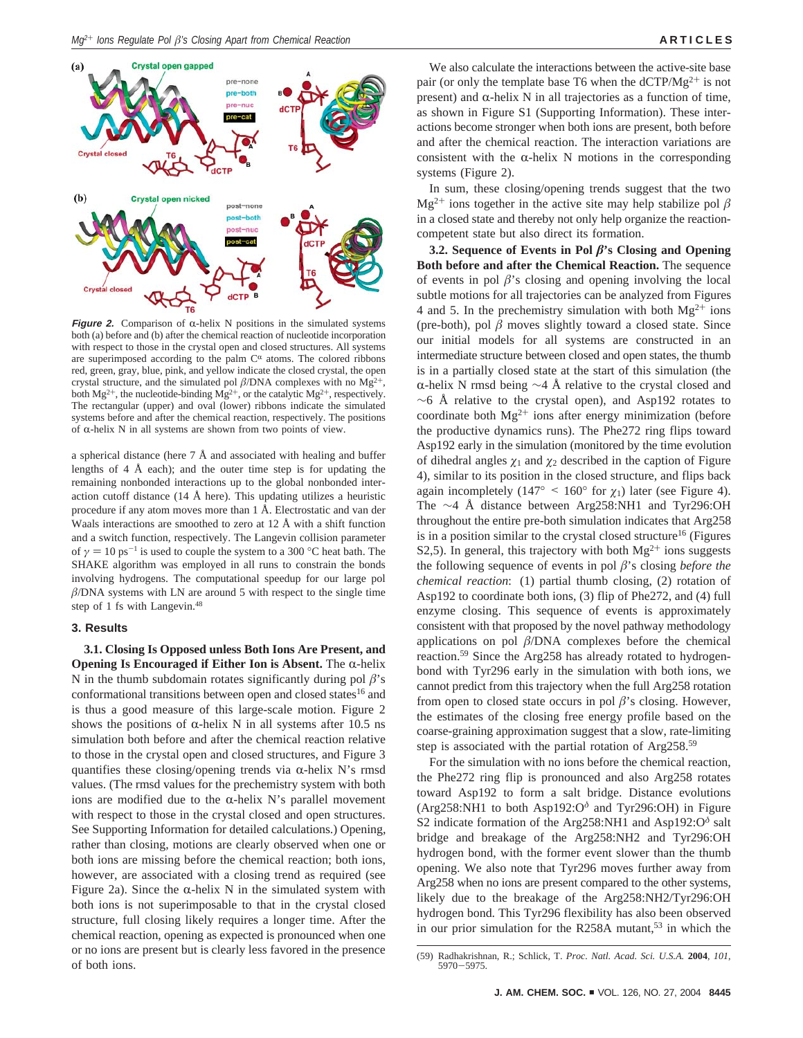**Figure 2.** Comparison of α-helix N positions in the simulated systems both (a) before and (b) after the chemical reaction of nucleotide incorporation with respect to those in the crystal open and closed structures. All systems are superimposed according to the palm $C^{\alpha}$ atoms. The colored ribbons red, green, gray, blue, pink, and yellow indicate the closed crystal, the open crystal structure, and the simulated pol β/DNA complexes with no $Mg^{2+}$, both $Mg^{2+}$, the nucleotide-binding $Mg^{2+}$, or the catalytic $Mg^{2+}$, respectively. The rectangular (upper) and oval (lower) ribbons indicate the simulated systems before and after the chemical reaction, respectively. The positions of α-helix N in all systems are shown from two points of view.

a spherical distance (here 7 Å and associated with healing and buffer lengths of 4 Å each); and the outer time step is for updating the remaining nonbonded interactions up to the global nonbonded interaction cutoff distance (14 Å here). This updating utilizes a heuristic procedure if any atom moves more than 1 Å. Electrostatic and van der Waals interactions are smoothed to zero at 12 Å with a shift function and a switch function, respectively. The Langevin collision parameter of $\gamma = 10\ ps^{-1}$ is used to couple the system to a 300 °C heat bath. The SHAKE algorithm was employed in all runs to constrain the bonds involving hydrogens. The computational speedup for our large pol β/DNA systems with LN are around 5 with respect to the single time step of 1 fs with Langevin.[48]

## 3. Results

**3.1. Closing Is Opposed unless Both Ions Are Present, and Opening Is Encouraged if Either Ion is Absent.** The α-helix N in the thumb subdomain rotates significantly during pol β's conformational transitions between open and closed states[16] and is thus a good measure of this large-scale motion. Figure 2 shows the positions of α-helix N in all systems after 10.5 ns simulation both before and after the chemical reaction relative to those in the crystal open and closed structures, and Figure 3 quantifies these closing/opening trends via α-helix N's rmsd values. (The rmsd values for the prechemistry system with both ions are modified due to the α-helix N's parallel movement with respect to those in the crystal closed and open structures. See Supporting Information for detailed calculations.) Opening, rather than closing, motions are clearly observed when one or both ions are missing before the chemical reaction; both ions, however, are associated with a closing trend as required (see Figure 2a). Since the α-helix N in the simulated system with both ions is not superimposable to that in the crystal closed structure, full closing likely requires a longer time. After the chemical reaction, opening as expected is pronounced when one or no ions are present but is clearly less favored in the presence of both ions.

We also calculate the interactions between the active-site base pair (or only the template base T6 when the dCTP/$Mg^{2+}$ is not present) and α-helix N in all trajectories as a function of time, as shown in Figure S1 (Supporting Information). These interactions become stronger when both ions are present, both before and after the chemical reaction. The interaction variations are consistent with the α-helix N motions in the corresponding systems (Figure 2).

In sum, these closing/opening trends suggest that the two $Mg^{2+}$ ions together in the active site may help stabilize pol β in a closed state and thereby not only help organize the reaction-competent state but also direct its formation.

**3.2. Sequence of Events in Pol β's Closing and Opening Both before and after the Chemical Reaction.** The sequence of events in pol β's closing and opening involving the local subtle motions for all trajectories can be analyzed from Figures 4 and 5. In the prechemistry simulation with both $Mg^{2+}$ ions (pre-both), pol β moves slightly toward a closed state. Since our initial models for all systems are constructed in an intermediate structure between closed and open states, the thumb is in a partially closed state at the start of this simulation (the α-helix N rmsd being ~4 Å relative to the crystal closed and ~6 Å relative to the crystal open), and Asp192 rotates to coordinate both $Mg^{2+}$ ions after energy minimization (before the productive dynamics runs). The Phe272 ring flips toward Asp192 early in the simulation (monitored by the time evolution of dihedral angles $\chi_1$ and $\chi_2$ described in the caption of Figure 4), similar to its position in the closed structure, and flips back again incompletely (147° < 160° for $\chi_1$) later (see Figure 4). The ~4 Å distance between Arg258:NH1 and Tyr296:OH throughout the entire pre-both simulation indicates that Arg258 is in a position similar to the crystal closed structure[16] (Figures S2,5). In general, this trajectory with both $Mg^{2+}$ ions suggests the following sequence of events in pol β's closing *before the chemical reaction*: (1) partial thumb closing, (2) rotation of Asp192 to coordinate both ions, (3) flip of Phe272, and (4) full enzyme closing. This sequence of events is approximately consistent with that proposed by the novel pathway methodology applications on pol β/DNA complexes before the chemical reaction.[59] Since the Arg258 has already rotated to hydrogen-bond with Tyr296 early in the simulation with both ions, we cannot predict from this trajectory when the full Arg258 rotation from open to closed state occurs in pol β's closing. However, the estimates of the closing free energy profile based on the coarse-graining approximation suggest that a slow, rate-limiting step is associated with the partial rotation of Arg258.[59]

For the simulation with no ions before the chemical reaction, the Phe272 ring flip is pronounced and also Arg258 rotates toward Asp192 to form a salt bridge. Distance evolutions (Arg258:NH1 to both Asp192:$O^{\delta}$ and Tyr296:OH) in Figure S2 indicate formation of the Arg258:NH1 and Asp192:$O^{\delta}$ salt bridge and breakage of the Arg258:NH2 and Tyr296:OH hydrogen bond, with the former event slower than the thumb opening. We also note that Tyr296 moves further away from Arg258 when no ions are present compared to the other systems, likely due to the breakage of the Arg258:NH2/Tyr296:OH hydrogen bond. This Tyr296 flexibility has also been observed in our prior simulation for the R258A mutant,[53] in which the

(59) Radhakrishnan, R.; Schlick, T. *Proc. Natl. Acad. Sci. U.S.A.* **2004**, *101*, 5970−5975.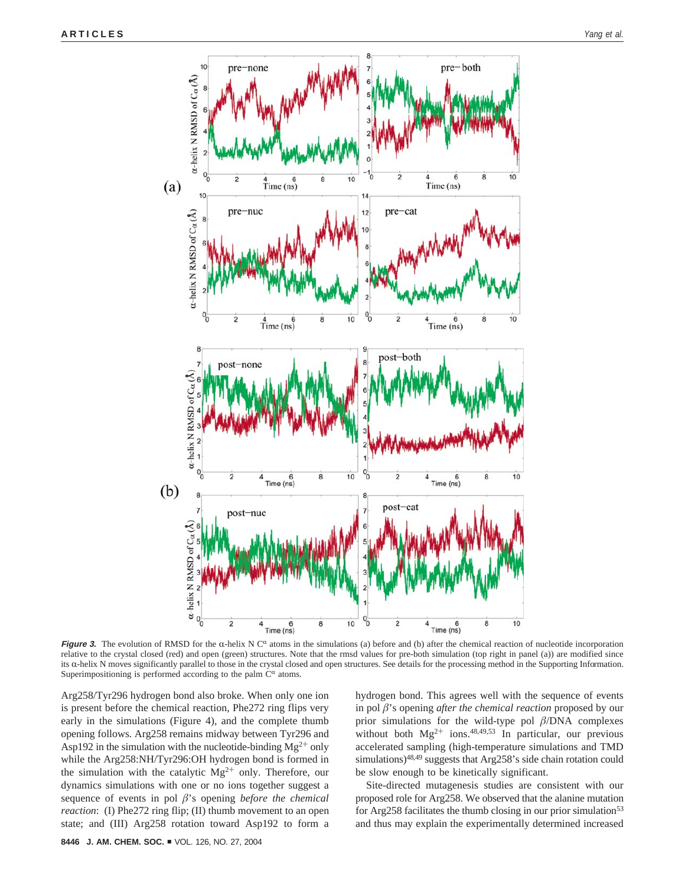**Figure 3.** The evolution of RMSD for the α-helix N $C^{\alpha}$ atoms in the simulations (a) before and (b) after the chemical reaction of nucleotide incorporation relative to the crystal closed (red) and open (green) structures. Note that the rmsd values for pre-both simulation (top right in panel (a)) are modified since its α-helix N moves significantly parallel to those in the crystal closed and open structures. See details for the processing method in the Supporting Information. Superimpositioning is performed according to the palm $C^{\alpha}$ atoms.

Arg258/Tyr296 hydrogen bond also broke. When only one ion is present before the chemical reaction, Phe272 ring flips very early in the simulations (Figure 4), and the complete thumb opening follows. Arg258 remains midway between Tyr296 and Asp192 in the simulation with the nucleotide-binding $Mg^{2+}$ only while the Arg258:NH/Tyr296:OH hydrogen bond is formed in the simulation with the catalytic $Mg^{2+}$ only. Therefore, our dynamics simulations with one or no ions together suggest a sequence of events in pol β's opening *before the chemical reaction*: (I) Phe272 ring flip; (II) thumb movement to an open state; and (III) Arg258 rotation toward Asp192 to form a hydrogen bond. This agrees well with the sequence of events in pol β's opening *after the chemical reaction* proposed by our prior simulations for the wild-type pol β/DNA complexes without both $Mg^{2+}$ ions.[48,49,53] In particular, our previous accelerated sampling (high-temperature simulations and TMD simulations)[48,49] suggests that Arg258's side chain rotation could be slow enough to be kinetically significant.

Site-directed mutagenesis studies are consistent with our proposed role for Arg258. We observed that the alanine mutation for Arg258 facilitates the thumb closing in our prior simulation[53] and thus may explain the experimentally determined increased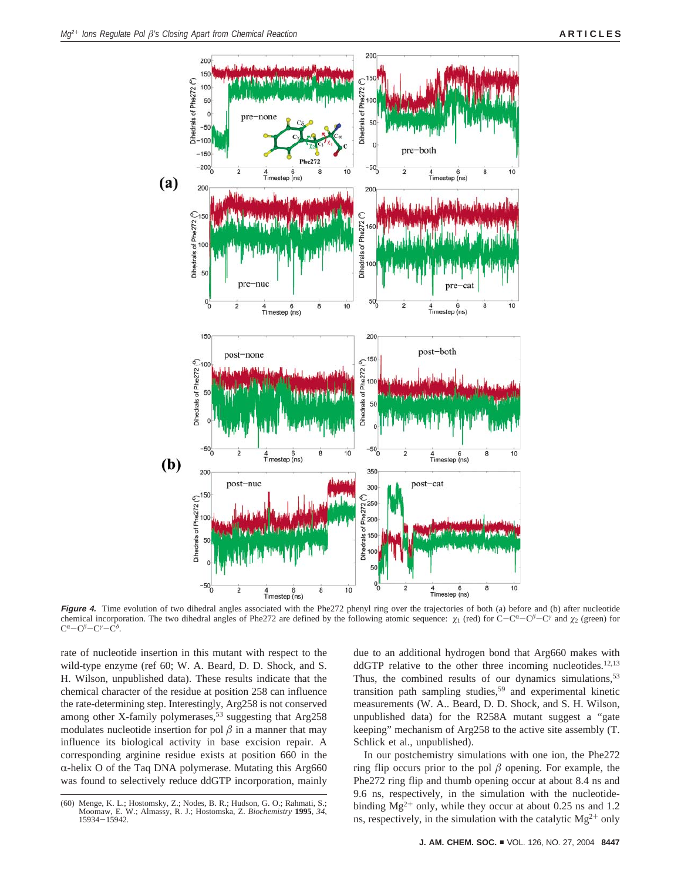**Figure 4.** Time evolution of two dihedral angles associated with the Phe272 phenyl ring over the trajectories of both (a) before and (b) after nucleotide chemical incorporation. The two dihedral angles of Phe272 are defined by the following atomic sequence: $\chi_1$ (red) for C−C$^{\alpha}$−C$^{\beta}$−C$^{\gamma}$ and $\chi_2$ (green) for C$^{\alpha}$−C$^{\beta}$−C$^{\gamma}$−C$^{\delta}$.

rate of nucleotide insertion in this mutant with respect to the wild-type enzyme (ref 60; W. A. Beard, D. D. Shock, and S. H. Wilson, unpublished data). These results indicate that the chemical character of the residue at position 258 can influence the rate-determining step. Interestingly, Arg258 is not conserved among other X-family polymerases,[53] suggesting that Arg258 modulates nucleotide insertion for pol $\beta$ in a manner that may influence its biological activity in base excision repair. A corresponding arginine residue exists at position 660 in the $\alpha$-helix O of the Taq DNA polymerase. Mutating this Arg660 was found to selectively reduce ddGTP incorporation, mainly due to an additional hydrogen bond that Arg660 makes with ddGTP relative to the other three incoming nucleotides.[12,13] Thus, the combined results of our dynamics simulations,[53] transition path sampling studies,[59] and experimental kinetic measurements (W. A.. Beard, D. D. Shock, and S. H. Wilson, unpublished data) for the R258A mutant suggest a "gate keeping" mechanism of Arg258 to the active site assembly (T. Schlick et al., unpublished).

In our postchemistry simulations with one ion, the Phe272 ring flip occurs prior to the pol $\beta$ opening. For example, the Phe272 ring flip and thumb opening occur at about 8.4 ns and 9.6 ns, respectively, in the simulation with the nucleotide-binding $Mg^{2+}$ only, while they occur at about 0.25 ns and 1.2 ns, respectively, in the simulation with the catalytic $Mg^{2+}$ only

(60) Menge, K. L.; Hostomsky, Z.; Nodes, B. R.; Hudson, G. O.; Rahmati, S.; Moomaw, E. W.; Almassy, R. J.; Hostomska, Z. *Biochemistry* **1995**, *34*, 15934−15942.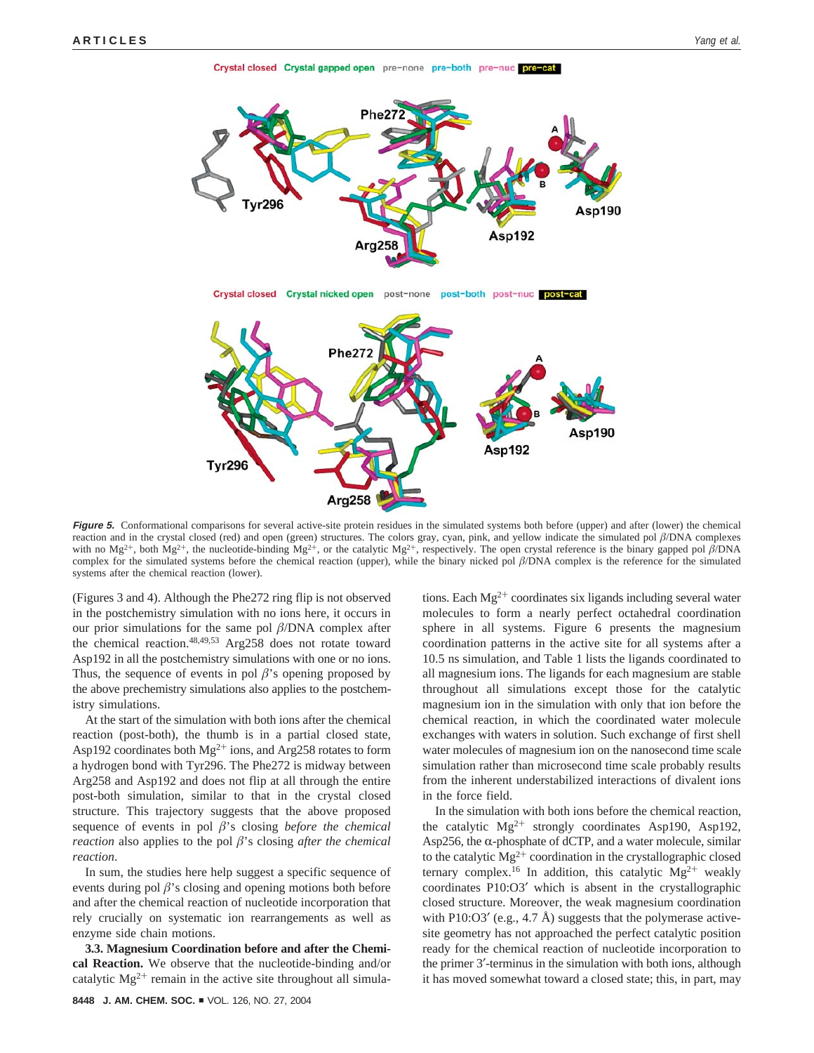**Figure 5.** Conformational comparisons for several active-site protein residues in the simulated systems both before (upper) and after (lower) the chemical reaction and in the crystal closed (red) and open (green) structures. The colors gray, cyan, pink, and yellow indicate the simulated pol $\beta$/DNA complexes with no $Mg^{2+}$, both $Mg^{2+}$, the nucleotide-binding $Mg^{2+}$, or the catalytic $Mg^{2+}$, respectively. The open crystal reference is the binary gapped pol $\beta$/DNA complex for the simulated systems before the chemical reaction (upper), while the binary nicked pol $\beta$/DNA complex is the reference for the simulated systems after the chemical reaction (lower).

(Figures 3 and 4). Although the Phe272 ring flip is not observed in the postchemistry simulation with no ions here, it occurs in our prior simulations for the same pol $\beta$/DNA complex after the chemical reaction.[48,49,53] Arg258 does not rotate toward Asp192 in all the postchemistry simulations with one or no ions. Thus, the sequence of events in pol $\beta$'s opening proposed by the above prechemistry simulations also applies to the postchemistry simulations.

At the start of the simulation with both ions after the chemical reaction (post-both), the thumb is in a partial closed state, Asp192 coordinates both $Mg^{2+}$ ions, and Arg258 rotates to form a hydrogen bond with Tyr296. The Phe272 is midway between Arg258 and Asp192 and does not flip at all through the entire post-both simulation, similar to that in the crystal closed structure. This trajectory suggests that the above proposed sequence of events in pol $\beta$'s closing *before the chemical reaction* also applies to the pol $\beta$'s closing *after the chemical reaction*.

In sum, the studies here help suggest a specific sequence of events during pol $\beta$'s closing and opening motions both before and after the chemical reaction of nucleotide incorporation that rely crucially on systematic ion rearrangements as well as enzyme side chain motions.

**3.3. Magnesium Coordination before and after the Chemical Reaction.** We observe that the nucleotide-binding and/or catalytic $Mg^{2+}$ remain in the active site throughout all simulations. Each $Mg^{2+}$ coordinates six ligands including several water molecules to form a nearly perfect octahedral coordination sphere in all systems. Figure 6 presents the magnesium coordination patterns in the active site for all systems after a 10.5 ns simulation, and Table 1 lists the ligands coordinated to all magnesium ions. The ligands for each magnesium ion are stable throughout all simulations except those for the catalytic magnesium ion in the simulation with only that ion before the chemical reaction, in which the coordinated water molecule exchanges with waters in solution. Such exchange of first shell water molecules of magnesium ion on the nanosecond time scale simulation rather than microsecond time scale probably results from the inherent understabilized interactions of divalent ions in the force field.

In the simulation with both ions before the chemical reaction, the catalytic $Mg^{2+}$ strongly coordinates Asp190, Asp192, Asp256, the $\alpha$-phosphate of dCTP, and a water molecule, similar to the catalytic $Mg^{2+}$ coordination in the crystallographic closed ternary complex.[16] In addition, this catalytic $Mg^{2+}$ weakly coordinates P10:O3′ which is absent in the crystallographic closed structure. Moreover, the weak magnesium coordination with P10:O3′ (e.g., 4.7 Å) suggests that the polymerase active-site geometry has not approached the perfect catalytic position ready for the chemical reaction of nucleotide incorporation to the primer 3′-terminus in the simulation with both ions, although it has moved somewhat toward a closed state; this, in part, may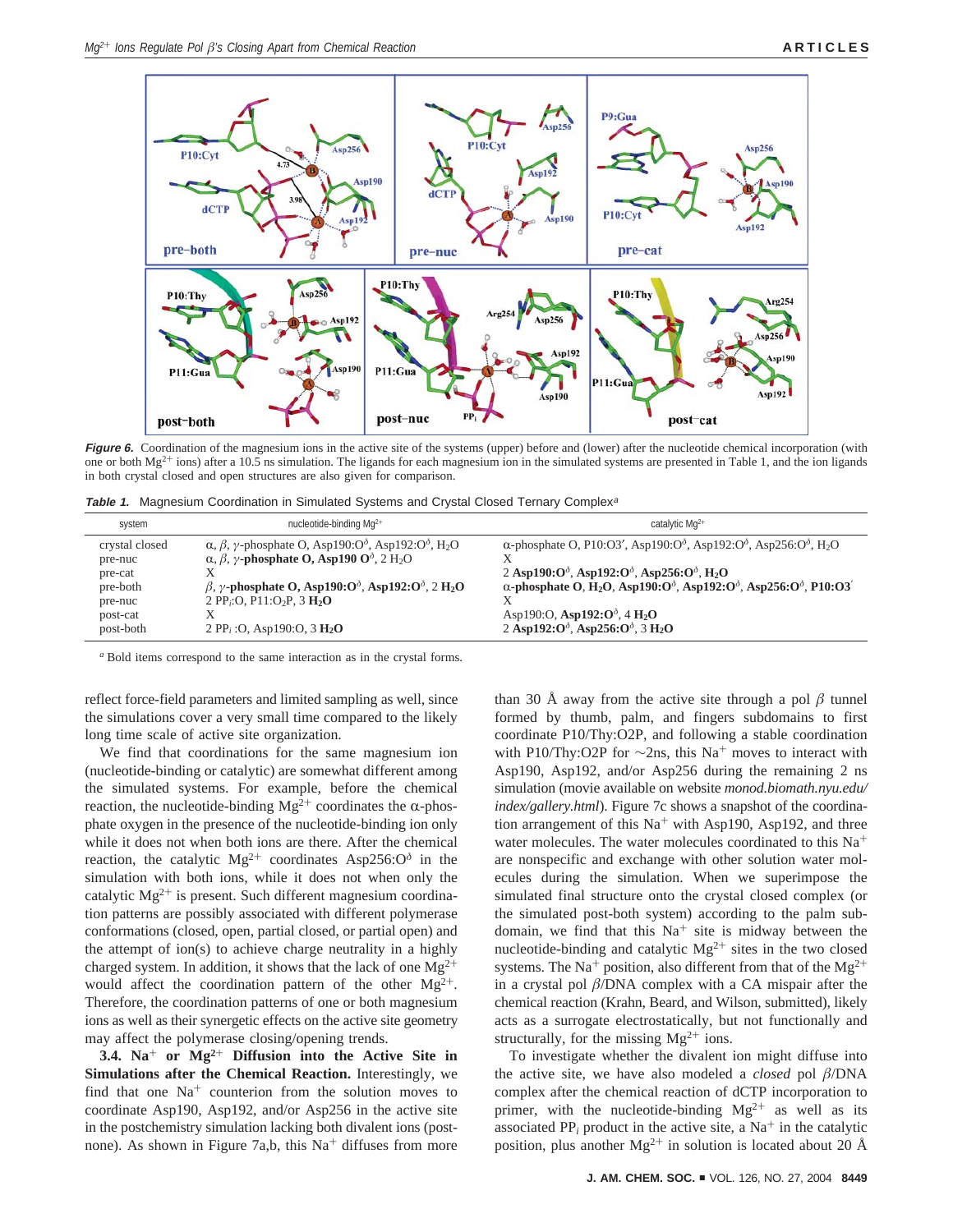*Figure 6.* Coordination of the magnesium ions in the active site of the systems (upper) before and (lower) after the nucleotide chemical incorporation (with one or both $Mg^{2+}$ ions) after a 10.5 ns simulation. The ligands for each magnesium ion in the simulated systems are presented in Table 1, and the ion ligands in both crystal closed and open structures are also given for comparison.

**Table 1.** Magnesium Coordination in Simulated Systems and Crystal Closed Ternary Complex[a]

| system | nucleotide-binding $Mg^{2+}$ | catalytic $Mg^{2+}$ |
|---|---|---|
| crystal closed | α, β, γ-phosphate O, Asp190:O$^{\delta}$, Asp192:O$^{\delta}$, $H_2O$ | α-phosphate O, P10:O3′, Asp190:O$^{\delta}$, Asp192:O$^{\delta}$, Asp256:O$^{\delta}$, $H_2O$ |
| pre-nuc | **α, β, γ-phosphate O, Asp190 O$^{\delta}$**, 2 $H_2O$ | X |
| pre-cat | X | 2 **Asp190:O$^{\delta}$, Asp192:O$^{\delta}$, Asp256:O$^{\delta}$, $H_2O$** |
| pre-both | **β, γ-phosphate O, Asp190:O$^{\delta}$, Asp192:O$^{\delta}$, 2 $H_2O$** | **α-phosphate O, $H_2O$, Asp190:O$^{\delta}$, Asp192:O$^{\delta}$, Asp256:O$^{\delta}$, P10:O3′** |
| pre-nuc | 2 PP$_i$:O, P11:O$_2$P, 3 **$H_2O$** | X |
| post-cat | X | Asp190:O, **Asp192:O$^{\delta}$, 4 $H_2O$** |
| post-both | 2 PP$_i$ :O, Asp190:O, 3 **$H_2O$** | 2 **Asp192:O$^{\delta}$, Asp256:O$^{\delta}$, 3 $H_2O$** |

[a] Bold items correspond to the same interaction as in the crystal forms.

reflect force-field parameters and limited sampling as well, since the simulations cover a very small time compared to the likely long time scale of active site organization.

We find that coordinations for the same magnesium ion (nucleotide-binding or catalytic) are somewhat different among the simulated systems. For example, before the chemical reaction, the nucleotide-binding $Mg^{2+}$ coordinates the α-phosphate oxygen in the presence of the nucleotide-binding ion only while it does not when both ions are there. After the chemical reaction, the catalytic $Mg^{2+}$ coordinates Asp256:O$^{\delta}$ in the simulation with both ions, while it does not when only the catalytic $Mg^{2+}$ is present. Such different magnesium coordination patterns are possibly associated with different polymerase conformations (closed, open, partial closed, or partial open) and the attempt of ion(s) to achieve charge neutrality in a highly charged system. In addition, it shows that the lack of one $Mg^{2+}$ would affect the coordination pattern of the other $Mg^{2+}$. Therefore, the coordination patterns of one or both magnesium ions as well as their synergetic effects on the active site geometry may affect the polymerase closing/opening trends.

**3.4. $Na^{+}$ or $Mg^{2+}$ Diffusion into the Active Site in Simulations after the Chemical Reaction.** Interestingly, we find that one $Na^{+}$ counterion from the solution moves to coordinate Asp190, Asp192, and/or Asp256 in the active site in the postchemistry simulation lacking both divalent ions (post-none). As shown in Figure 7a,b, this $Na^{+}$ diffuses from more than 30 Å away from the active site through a pol β tunnel formed by thumb, palm, and fingers subdomains to first coordinate P10/Thy:O2P, and following a stable coordination with P10/Thy:O2P for ~2ns, this $Na^{+}$ moves to interact with Asp190, Asp192, and/or Asp256 during the remaining 2 ns simulation (movie available on website *monod.biomath.nyu.edu/index/gallery.html*). Figure 7c shows a snapshot of the coordination arrangement of this $Na^{+}$ with Asp190, Asp192, and three water molecules. The water molecules coordinated to this $Na^{+}$ are nonspecific and exchange with other solution water molecules during the simulation. When we superimpose the simulated final structure onto the crystal closed complex (or the simulated post-both system) according to the palm subdomain, we find that this $Na^{+}$ site is midway between the nucleotide-binding and catalytic $Mg^{2+}$ sites in the two closed systems. The $Na^{+}$ position, also different from that of the $Mg^{2+}$ in a crystal pol β/DNA complex with a CA mispair after the chemical reaction (Krahn, Beard, and Wilson, submitted), likely acts as a surrogate electrostatically, but not functionally and structurally, for the missing $Mg^{2+}$ ions.

To investigate whether the divalent ion might diffuse into the active site, we have also modeled a *closed* pol β/DNA complex after the chemical reaction of dCTP incorporation to primer, with the nucleotide-binding $Mg^{2+}$ as well as its associated PP$_i$ product in the active site, a $Na^{+}$ in the catalytic position, plus another $Mg^{2+}$ in solution is located about 20 Å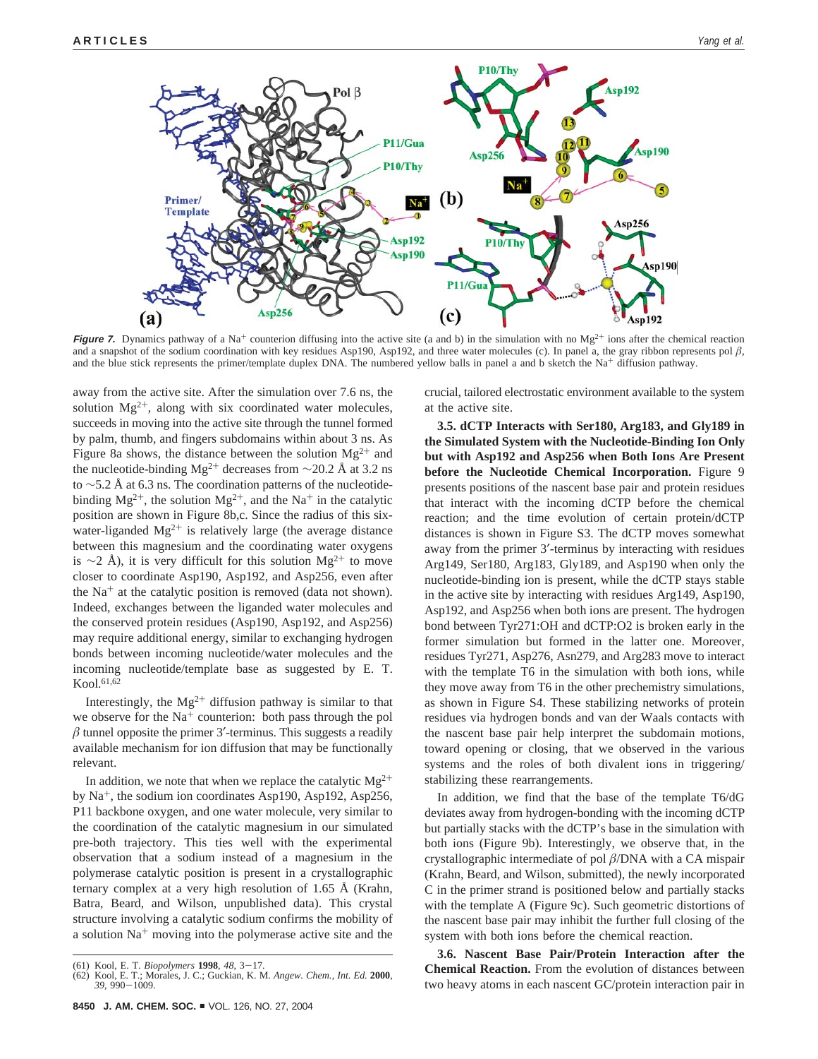*Figure 7.* Dynamics pathway of a $Na^+$ counterion diffusing into the active site (a and b) in the simulation with no $Mg^{2+}$ ions after the chemical reaction and a snapshot of the sodium coordination with key residues Asp190, Asp192, and three water molecules (c). In panel a, the gray ribbon represents pol $\beta$, and the blue stick represents the primer/template duplex DNA. The numbered yellow balls in panel a and b sketch the $Na^+$ diffusion pathway.

away from the active site. After the simulation over 7.6 ns, the solution $Mg^{2+}$, along with six coordinated water molecules, succeeds in moving into the active site through the tunnel formed by palm, thumb, and fingers subdomains within about 3 ns. As Figure 8a shows, the distance between the solution $Mg^{2+}$ and the nucleotide-binding $Mg^{2+}$ decreases from ~20.2 Å at 3.2 ns to ~5.2 Å at 6.3 ns. The coordination patterns of the nucleotide-binding $Mg^{2+}$, the solution $Mg^{2+}$, and the $Na^+$ in the catalytic position are shown in Figure 8b,c. Since the radius of this six-water-liganded $Mg^{2+}$ is relatively large (the average distance between this magnesium and the coordinating water oxygens is ~2 Å), it is very difficult for this solution $Mg^{2+}$ to move closer to coordinate Asp190, Asp192, and Asp256, even after the $Na^+$ at the catalytic position is removed (data not shown). Indeed, exchanges between the liganded water molecules and the conserved protein residues (Asp190, Asp192, and Asp256) may require additional energy, similar to exchanging hydrogen bonds between incoming nucleotide/water molecules and the incoming nucleotide/template base as suggested by E. T. Kool.[61,62]

Interestingly, the $Mg^{2+}$ diffusion pathway is similar to that we observe for the $Na^+$ counterion: both pass through the pol $\beta$ tunnel opposite the primer 3′-terminus. This suggests a readily available mechanism for ion diffusion that may be functionally relevant.

In addition, we note that when we replace the catalytic $Mg^{2+}$ by $Na^+$, the sodium ion coordinates Asp190, Asp192, Asp256, P11 backbone oxygen, and one water molecule, very similar to the coordination of the catalytic magnesium in our simulated pre-both trajectory. This ties well with the experimental observation that a sodium instead of a magnesium in the polymerase catalytic position is present in a crystallographic ternary complex at a very high resolution of 1.65 Å (Krahn, Batra, Beard, and Wilson, unpublished data). This crystal structure involving a catalytic sodium confirms the mobility of a solution $Na^+$ moving into the polymerase active site and the crucial, tailored electrostatic environment available to the system at the active site.

**3.5. dCTP Interacts with Ser180, Arg183, and Gly189 in the Simulated System with the Nucleotide-Binding Ion Only but with Asp192 and Asp256 when Both Ions Are Present before the Nucleotide Chemical Incorporation.** Figure 9 presents positions of the nascent base pair and protein residues that interact with the incoming dCTP before the chemical reaction; and the time evolution of certain protein/dCTP distances is shown in Figure S3. The dCTP moves somewhat away from the primer 3′-terminus by interacting with residues Arg149, Ser180, Arg183, Gly189, and Asp190 when only the nucleotide-binding ion is present, while the dCTP stays stable in the active site by interacting with residues Arg149, Asp190, Asp192, and Asp256 when both ions are present. The hydrogen bond between Tyr271:OH and dCTP:O2 is broken early in the former simulation but formed in the latter one. Moreover, residues Tyr271, Asp276, Asn279, and Arg283 move to interact with the template T6 in the simulation with both ions, while they move away from T6 in the other prechemistry simulations, as shown in Figure S4. These stabilizing networks of protein residues via hydrogen bonds and van der Waals contacts with the nascent base pair help interpret the subdomain motions, toward opening or closing, that we observed in the various systems and the roles of both divalent ions in triggering/stabilizing these rearrangements.

In addition, we find that the base of the template T6/dG deviates away from hydrogen-bonding with the incoming dCTP but partially stacks with the dCTP's base in the simulation with both ions (Figure 9b). Interestingly, we observe that, in the crystallographic intermediate of pol $\beta$/DNA with a CA mispair (Krahn, Beard, and Wilson, submitted), the newly incorporated C in the primer strand is positioned below and partially stacks with the template A (Figure 9c). Such geometric distortions of the nascent base pair may inhibit the further full closing of the system with both ions before the chemical reaction.

**3.6. Nascent Base Pair/Protein Interaction after the Chemical Reaction.** From the evolution of distances between two heavy atoms in each nascent GC/protein interaction pair in

(61) Kool, E. T. *Biopolymers* **1998**, *48*, 3−17.
(62) Kool, E. T.; Morales, J. C.; Guckian, K. M. *Angew. Chem., Int. Ed.* **2000**, *39*, 990−1009.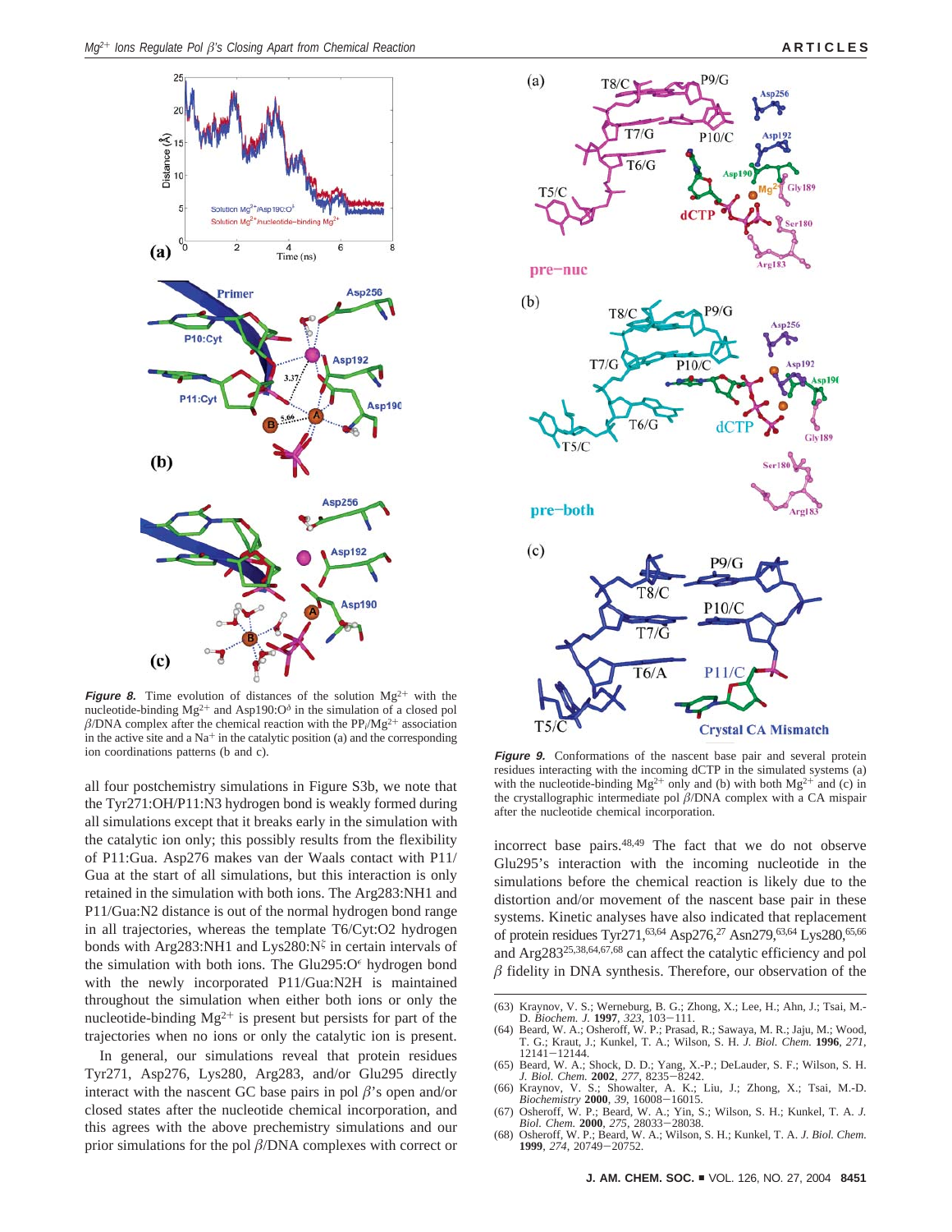**Figure 8.** Time evolution of distances of the solution $Mg^{2+}$ with the nucleotide-binding $Mg^{2+}$ and Asp190:O$^{\delta}$ in the simulation of a closed pol $\beta$/DNA complex after the chemical reaction with the $PP_i/Mg^{2+}$ association in the active site and a $Na^+$ in the catalytic position (a) and the corresponding ion coordinations patterns (b and c).

**Figure 9.** Conformations of the nascent base pair and several protein residues interacting with the incoming dCTP in the simulated systems (a) with the nucleotide-binding $Mg^{2+}$ only and (b) with both $Mg^{2+}$ ions and (c) in the crystallographic intermediate pol $\beta$/DNA complex with a CA mispair after the nucleotide chemical incorporation.

all four postchemistry simulations in Figure S3b, we note that the Tyr271:OH/P11:N3 hydrogen bond is weakly formed during all simulations except that it breaks early in the simulation with the catalytic ion only; this possibly results from the flexibility of P11:Gua. Asp276 makes van der Waals contact with P11/Gua at the start of all simulations, but this interaction is only retained in the simulation with both ions. The Arg283:NH1 and P11/Gua:N2 distance is out of the normal hydrogen bond range in all trajectories, whereas the template T6/Cyt:O2 hydrogen bonds with Arg283:NH1 and Lys280:N$^{\zeta}$ in certain intervals of the simulation with both ions. The Glu295:O$^{\epsilon}$ hydrogen bond with the newly incorporated P11/Gua:N2H is maintained throughout the simulation when either both ions or only the nucleotide-binding $Mg^{2+}$ is present but persists for part of the trajectories when no ions or only the catalytic ion is present.

In general, our simulations reveal that protein residues Tyr271, Asp276, Lys280, Arg283, and/or Glu295 directly interact with the nascent GC base pairs in pol $\beta$'s open and/or closed states after the nucleotide chemical incorporation, and this agrees with the above prechemistry simulations and our prior simulations for the pol $\beta$/DNA complexes with correct or incorrect base pairs.[48,49] The fact that we do not observe Glu295's interaction with the incoming nucleotide in the simulations before the chemical reaction is likely due to the distortion and/or movement of the nascent base pair in these systems. Kinetic analyses have also indicated that replacement of protein residues Tyr271,[63,64] Asp276,[27] Asn279,[63,64] Lys280,[65,66] and Arg283[25,38,64,67,68] can affect the catalytic efficiency and pol $\beta$ fidelity in DNA synthesis. Therefore, our observation of the

(63) Kraynov, V. S.; Werneburg, B. G.; Zhong, X.; Lee, H.; Ahn, J.; Tsai, M.-D. *Biochem. J.* **1997**, *323*, 103–111.
(64) Beard, W. A.; Osheroff, W. P.; Prasad, R.; Sawaya, M. R.; Jaju, M.; Wood, T. G.; Kraut, J.; Kunkel, T. A.; Wilson, S. H. *J. Biol. Chem.* **1996**, *271*, 12141–12144.
(65) Beard, W. A.; Shock, D. D.; Yang, X.-P.; DeLauder, S. F.; Wilson, S. H. *J. Biol. Chem.* **2002**, *277*, 8235–8242.
(66) Kraynov, V. S.; Showalter, A. K.; Liu, J.; Zhong, X.; Tsai, M.-D. *Biochemistry* **2000**, *39*, 16008–16015.
(67) Osheroff, W. P.; Beard, W. A.; Yin, S.; Wilson, S. H.; Kunkel, T. A. *J. Biol. Chem.* **2000**, *275*, 28033–28038.
(68) Osheroff, W. P.; Beard, W. A.; Wilson, S. H.; Kunkel, T. A. *J. Biol. Chem.* **1999**, *274*, 20749–20752.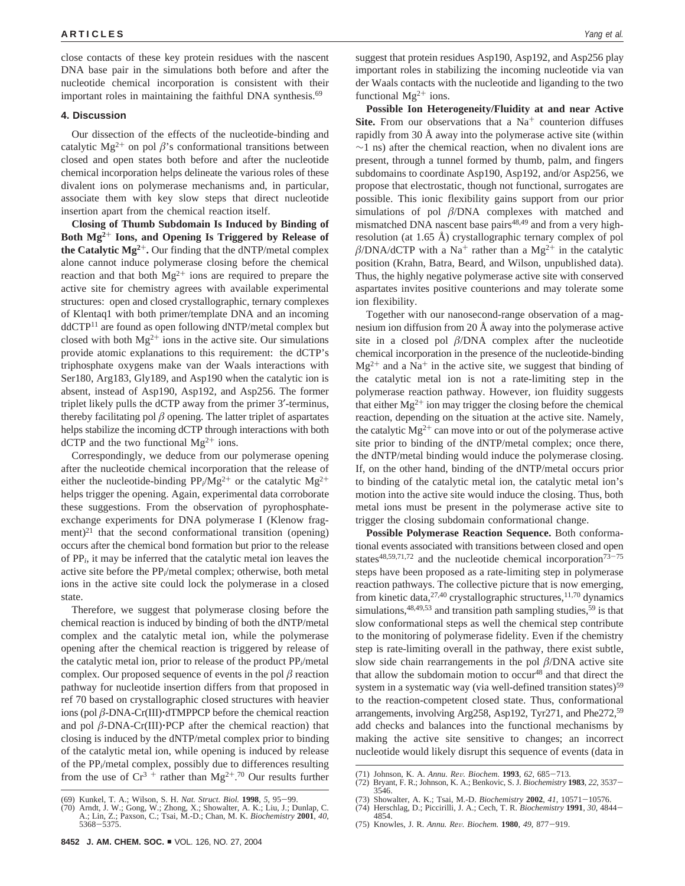close contacts of these key protein residues with the nascent DNA base pair in the simulations both before and after the nucleotide chemical incorporation is consistent with their important roles in maintaining the faithful DNA synthesis.[69]

## 4. Discussion

Our dissection of the effects of the nucleotide-binding and catalytic $Mg^{2+}$ on pol β's conformational transitions between closed and open states both before and after the nucleotide chemical incorporation helps delineate the various roles of these divalent ions on polymerase mechanisms and, in particular, associate them with key slow steps that direct nucleotide insertion apart from the chemical reaction itself.

**Closing of Thumb Subdomain Is Induced by Binding of Both $Mg^{2+}$ Ions, and Opening Is Triggered by Release of the Catalytic $Mg^{2+}$.** Our finding that the dNTP/metal complex alone cannot induce polymerase closing before the chemical reaction and that both $Mg^{2+}$ ions are required to prepare the active site for chemistry agrees with available experimental structures: open and closed crystallographic, ternary complexes of Klentaq1 with both primer/template DNA and an incoming ddCTP[11] are found as open following dNTP/metal complex but closed with both $Mg^{2+}$ ions in the active site. Our simulations provide atomic explanations to this requirement: the dCTP's triphosphate oxygens make van der Waals interactions with Ser180, Arg183, Gly189, and Asp190 when the catalytic ion is absent, instead of Asp190, Asp192, and Asp256. The former triplet likely pulls the dCTP away from the primer 3′-terminus, thereby facilitating pol β opening. The latter triplet of aspartates helps stabilize the incoming dCTP through interactions with both dCTP and the two functional $Mg^{2+}$ ions.

Correspondingly, we deduce from our polymerase opening after the nucleotide chemical incorporation that the release of either the nucleotide-binding $PP_i/Mg^{2+}$ or the catalytic $Mg^{2+}$ helps trigger the opening. Again, experimental data corroborate these suggestions. From the observation of pyrophosphate-exchange experiments for DNA polymerase I (Klenow fragment)[21] that the second conformational transition (opening) occurs after the chemical bond formation but prior to the release of $PP_i$, it may be inferred that the catalytic metal ion leaves the active site before the $PP_i$/metal complex; otherwise, both metal ions in the active site could lock the polymerase in a closed state.

Therefore, we suggest that polymerase closing before the chemical reaction is induced by binding of both the dNTP/metal complex and the catalytic metal ion, while the polymerase opening after the chemical reaction is triggered by release of the catalytic metal ion, prior to release of the product $PP_i$/metal complex. Our proposed sequence of events in the pol β reaction pathway for nucleotide insertion differs from that proposed in ref 70 based on crystallographic closed structures with heavier ions (pol β-DNA-Cr(III)·dTMPPCP before the chemical reaction and pol β-DNA-Cr(III)·PCP after the chemical reaction) that closing is induced by the dNTP/metal complex prior to binding of the catalytic metal ion, while opening is induced by release of the $PP_i$/metal complex, possibly due to differences resulting from the use of $Cr^{3+}$ rather than $Mg^{2+}$.[70] Our results further suggest that protein residues Asp190, Asp192, and Asp256 play important roles in stabilizing the incoming nucleotide via van der Waals contacts with the nucleotide and liganding to the two functional $Mg^{2+}$ ions.

**Possible Ion Heterogeneity/Fluidity at and near Active Site.** From our observations that a $Na^+$ counterion diffuses rapidly from 30 Å away into the polymerase active site (within ~1 ns) after the chemical reaction, when no divalent ions are present, through a tunnel formed by thumb, palm, and fingers subdomains to coordinate Asp190, Asp192, and/or Asp256, we propose that electrostatic, though not functional, surrogates are possible. This ionic flexibility gains support from our prior simulations of pol β/DNA complexes with matched and mismatched DNA nascent base pairs[48,49] and from a very high-resolution (at 1.65 Å) crystallographic ternary complex of pol β/DNA/dCTP with a $Na^+$ rather than a $Mg^{2+}$ in the catalytic position (Krahn, Batra, Beard, and Wilson, unpublished data). Thus, the highly negative polymerase active site with conserved aspartates invites positive counterions and may tolerate some ion flexibility.

Together with our nanosecond-range observation of a magnesium ion diffusion from 20 Å away into the polymerase active site in a closed pol β/DNA complex after the nucleotide chemical incorporation in the presence of the nucleotide-binding $Mg^{2+}$ and a $Na^+$ in the active site, we suggest that binding of the catalytic metal ion is not a rate-limiting step in the polymerase reaction pathway. However, ion fluidity suggests that either $Mg^{2+}$ ion may trigger the closing before the chemical reaction, depending on the situation at the active site. Namely, the catalytic $Mg^{2+}$ can move into or out of the polymerase active site prior to binding of the dNTP/metal complex; once there, the dNTP/metal binding would induce the polymerase closing. If, on the other hand, binding of the dNTP/metal occurs prior to binding of the catalytic metal ion, the catalytic metal ion's motion into the active site would induce the closing. Thus, both metal ions must be present in the polymerase active site to trigger the closing subdomain conformational change.

**Possible Polymerase Reaction Sequence.** Both conformational events associated with transitions between closed and open states[48,59,71,72] and the nucleotide chemical incorporation[73-75] steps have been proposed as a rate-limiting step in polymerase reaction pathways. The collective picture that is now emerging, from kinetic data,[27,40] crystallographic structures,[11,70] dynamics simulations,[48,49,53] and transition path sampling studies,[59] is that slow conformational steps as well the chemical step contribute to the monitoring of polymerase fidelity. Even if the chemistry step is rate-limiting overall in the pathway, there exist subtle, slow side chain rearrangements in the pol β/DNA active site that allow the subdomain motion to occur[48] and that direct the system in a systematic way (via well-defined transition states)[59] to the reaction-competent closed state. Thus, conformational arrangements, involving Arg258, Asp192, Tyr271, and Phe272,[59] add checks and balances into the functional mechanisms by making the active site sensitive to changes; an incorrect nucleotide would likely disrupt this sequence of events (data in

(69) Kunkel, T. A.; Wilson, S. H. *Nat. Struct. Biol.* **1998**, *5*, 95–99.
(70) Arndt, J. W.; Gong, W.; Zhong, X.; Showalter, A. K.; Liu, J.; Dunlap, C. A.; Lin, Z.; Paxson, C.; Tsai, M.-D.; Chan, M. K. *Biochemistry* **2001**, *40*, 5368–5375.
(71) Johnson, K. A. *Annu. Rev. Biochem.* **1993**, *62*, 685–713.
(72) Bryant, F. R.; Johnson, K. A.; Benkovic, S. J. *Biochemistry* **1983**, *22*, 3537–3546.
(73) Showalter, A. K.; Tsai, M.-D. *Biochemistry* **2002**, *41*, 10571–10576.
(74) Herschlag, D.; Piccirilli, J. A.; Cech, T. R. *Biochemistry* **1991**, *30*, 4844–4854.
(75) Knowles, J. R. *Annu. Rev. Biochem.* **1980**, *49*, 877–919.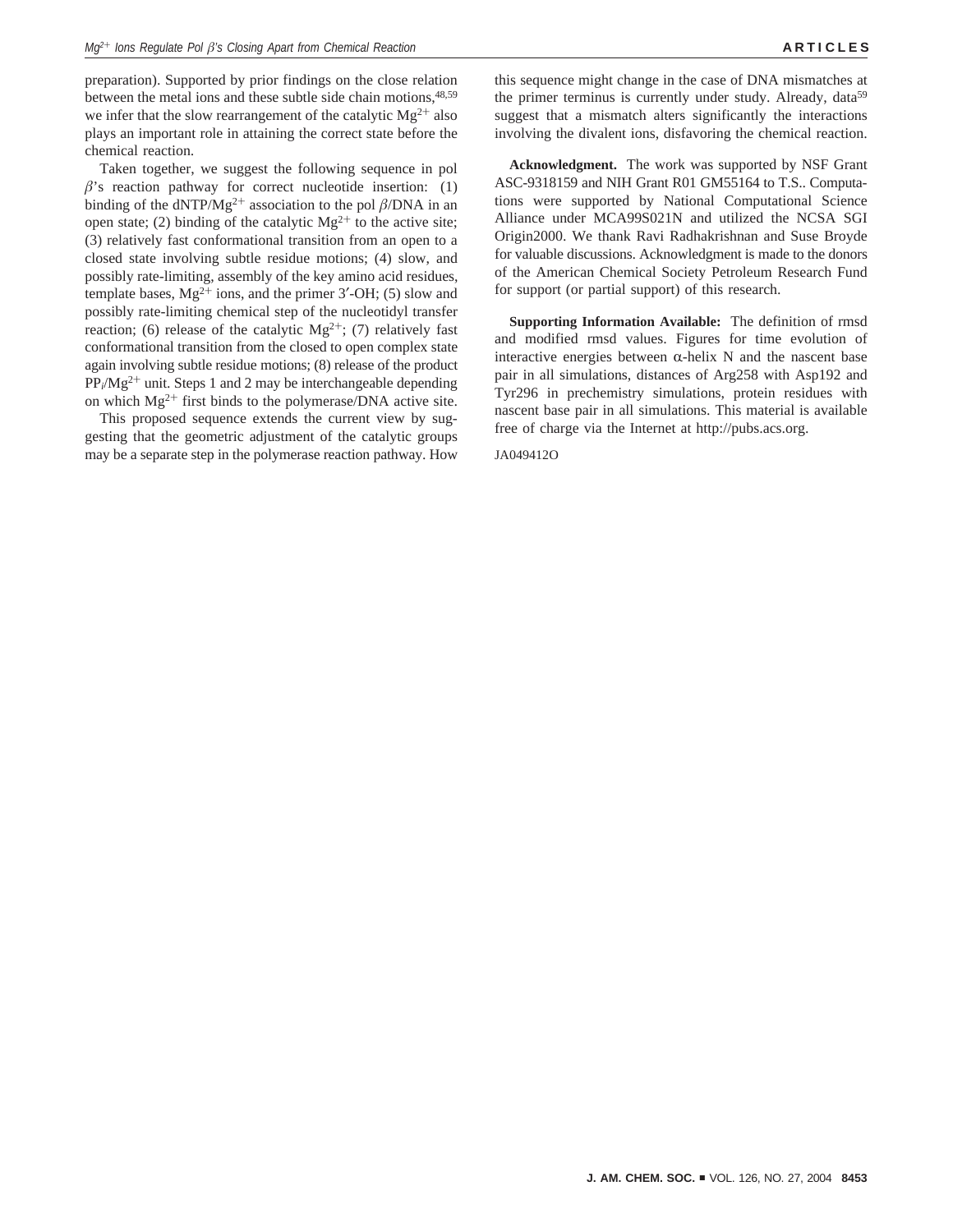preparation). Supported by prior findings on the close relation between the metal ions and these subtle side chain motions,[48,59] we infer that the slow rearrangement of the catalytic $Mg^{2+}$ also plays an important role in attaining the correct state before the chemical reaction.

Taken together, we suggest the following sequence in pol $\beta$'s reaction pathway for correct nucleotide insertion: (1) binding of the dNTP/$Mg^{2+}$ association to the pol $\beta$/DNA in an open state; (2) binding of the catalytic $Mg^{2+}$ to the active site; (3) relatively fast conformational transition from an open to a closed state involving subtle residue motions; (4) slow, and possibly rate-limiting, assembly of the key amino acid residues, template bases, $Mg^{2+}$ ions, and the primer 3′-OH; (5) slow and possibly rate-limiting chemical step of the nucleotidyl transfer reaction; (6) release of the catalytic $Mg^{2+}$; (7) relatively fast conformational transition from the closed to open complex state again involving subtle residue motions; (8) release of the product $PP_i/Mg^{2+}$ unit. Steps 1 and 2 may be interchangeable depending on which $Mg^{2+}$ first binds to the polymerase/DNA active site.

This proposed sequence extends the current view by suggesting that the geometric adjustment of the catalytic groups may be a separate step in the polymerase reaction pathway. How this sequence might change in the case of DNA mismatches at the primer terminus is currently under study. Already, data[59] suggest that a mismatch alters significantly the interactions involving the divalent ions, disfavoring the chemical reaction.

**Acknowledgment.** The work was supported by NSF Grant ASC-9318159 and NIH Grant R01 GM55164 to T.S.. Computations were supported by National Computational Science Alliance under MCA99S021N and utilized the NCSA SGI Origin2000. We thank Ravi Radhakrishnan and Suse Broyde for valuable discussions. Acknowledgment is made to the donors of the American Chemical Society Petroleum Research Fund for support (or partial support) of this research.

**Supporting Information Available:** The definition of rmsd and modified rmsd values. Figures for time evolution of interactive energies between α-helix N and the nascent base pair in all simulations, distances of Arg258 with Asp192 and Tyr296 in prechemistry simulations, protein residues with nascent base pair in all simulations. This material is available free of charge via the Internet at http://pubs.acs.org.

JA049412O